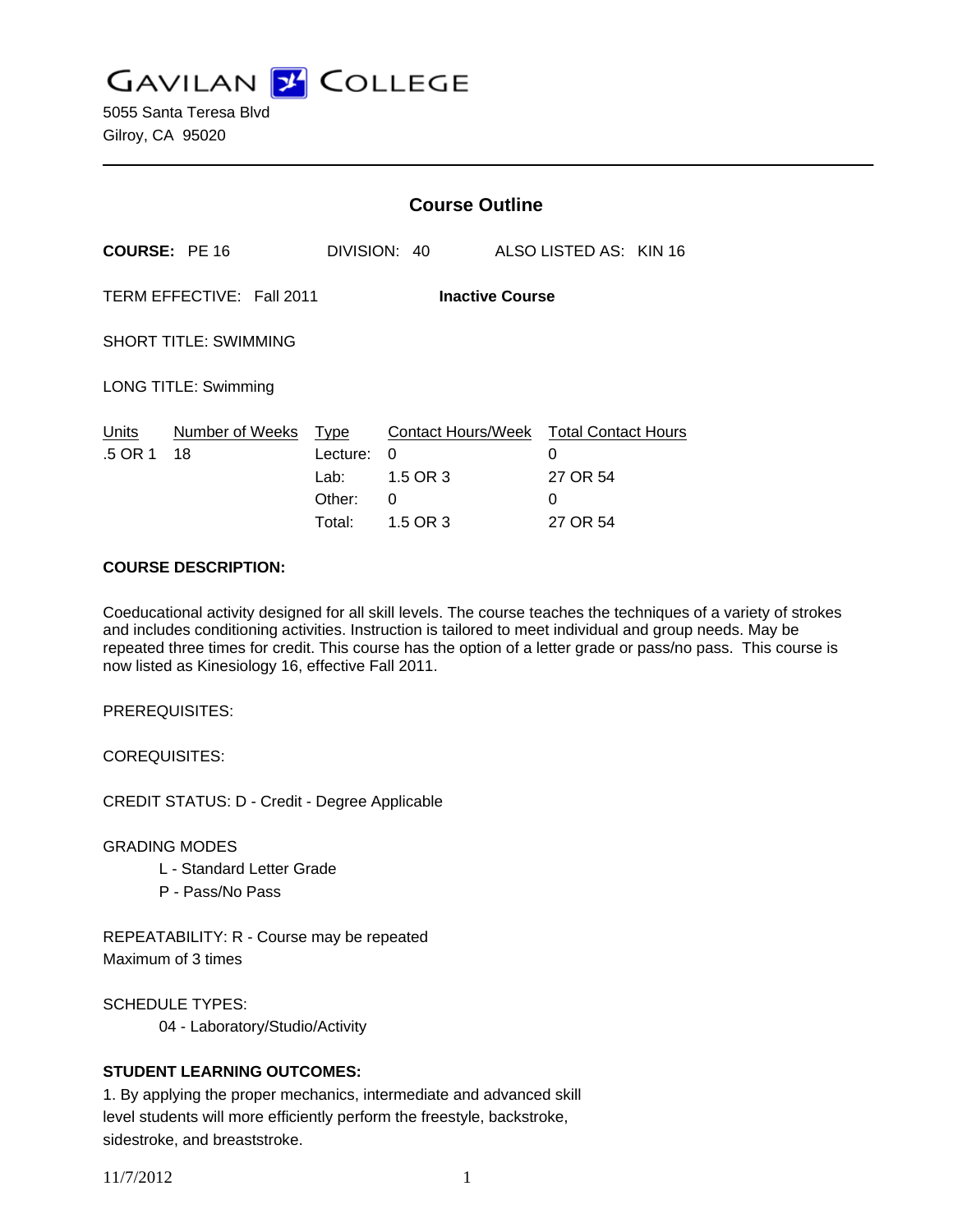# GAVILAN COLLEGE

5055 Santa Teresa Blvd
Gilroy, CA 95020

---

## Course Outline

**COURSE:** PE 16 DIVISION: 40 ALSO LISTED AS: KIN 16

TERM EFFECTIVE: Fall 2011 **Inactive Course**

SHORT TITLE: SWIMMING

LONG TITLE: Swimming

| Units | Number of Weeks | Type | Contact Hours/Week | Total Contact Hours |
|---|---|---|---|---|
| .5 OR 1 | 18 | Lecture: | 0 | 0 |
| | | Lab: | 1.5 OR 3 | 27 OR 54 |
| | | Other: | 0 | 0 |
| | | Total: | 1.5 OR 3 | 27 OR 54 |

**COURSE DESCRIPTION:**

Coeducational activity designed for all skill levels. The course teaches the techniques of a variety of strokes and includes conditioning activities. Instruction is tailored to meet individual and group needs. May be repeated three times for credit. This course has the option of a letter grade or pass/no pass. This course is now listed as Kinesiology 16, effective Fall 2011.

PREREQUISITES:

COREQUISITES:

CREDIT STATUS: D - Credit - Degree Applicable

GRADING MODES
- L - Standard Letter Grade
- P - Pass/No Pass

REPEATABILITY: R - Course may be repeated
Maximum of 3 times

SCHEDULE TYPES:
- 04 - Laboratory/Studio/Activity

**STUDENT LEARNING OUTCOMES:**

1. By applying the proper mechanics, intermediate and advanced skill level students will more efficiently perform the freestyle, backstroke, sidestroke, and breaststroke.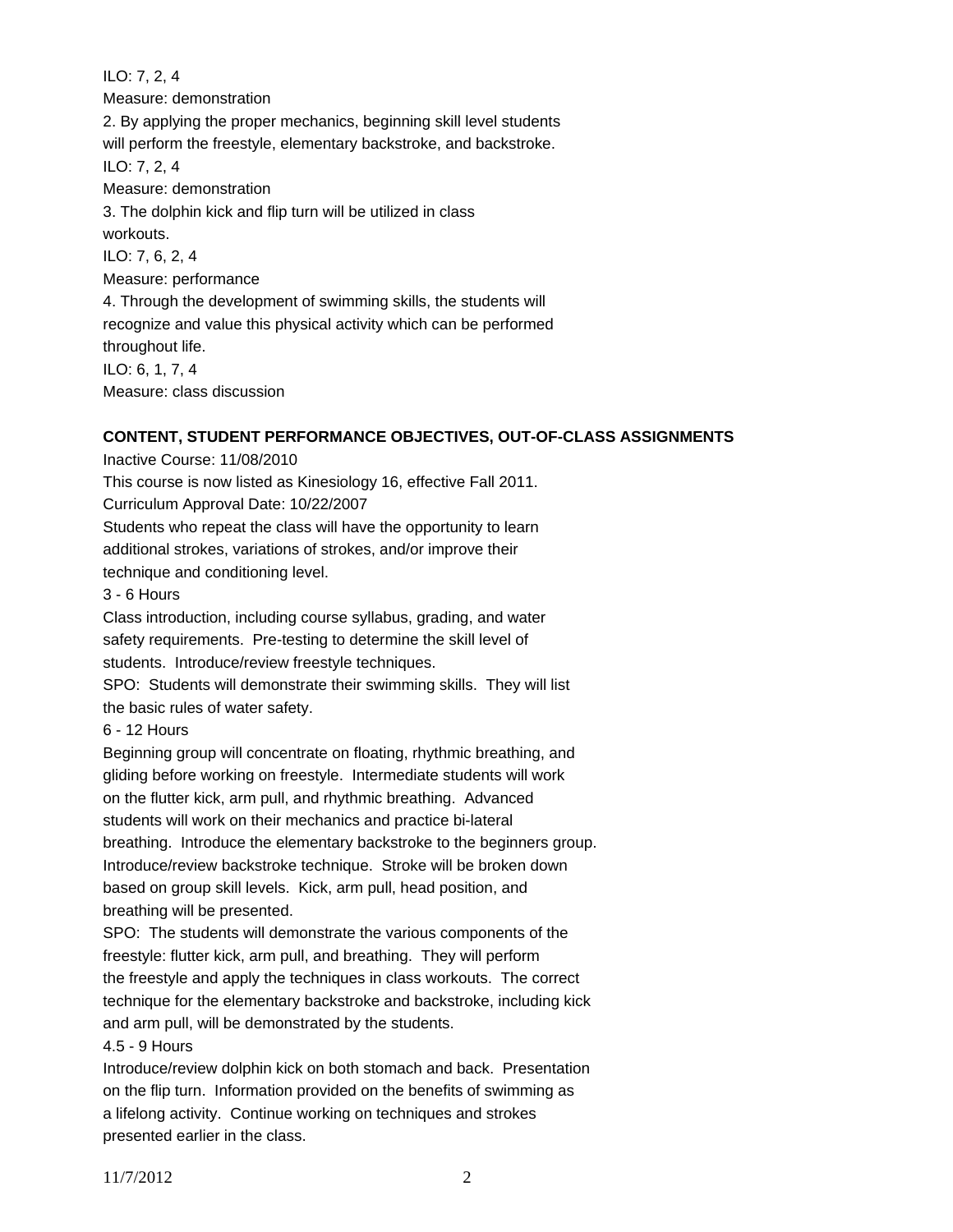ILO: 7, 2, 4

Measure: demonstration

2. By applying the proper mechanics, beginning skill level students will perform the freestyle, elementary backstroke, and backstroke.

ILO: 7, 2, 4

Measure: demonstration

3. The dolphin kick and flip turn will be utilized in class workouts.

ILO: 7, 6, 2, 4

Measure: performance

4. Through the development of swimming skills, the students will recognize and value this physical activity which can be performed throughout life.

ILO: 6, 1, 7, 4

Measure: class discussion

**CONTENT, STUDENT PERFORMANCE OBJECTIVES, OUT-OF-CLASS ASSIGNMENTS**

Inactive Course: 11/08/2010

This course is now listed as Kinesiology 16, effective Fall 2011.

Curriculum Approval Date: 10/22/2007

Students who repeat the class will have the opportunity to learn additional strokes, variations of strokes, and/or improve their technique and conditioning level.

3 - 6 Hours

Class introduction, including course syllabus, grading, and water safety requirements. Pre-testing to determine the skill level of students. Introduce/review freestyle techniques.

SPO: Students will demonstrate their swimming skills. They will list the basic rules of water safety.

6 - 12 Hours

Beginning group will concentrate on floating, rhythmic breathing, and gliding before working on freestyle. Intermediate students will work on the flutter kick, arm pull, and rhythmic breathing. Advanced students will work on their mechanics and practice bi-lateral breathing. Introduce the elementary backstroke to the beginners group. Introduce/review backstroke technique. Stroke will be broken down based on group skill levels. Kick, arm pull, head position, and breathing will be presented.

SPO: The students will demonstrate the various components of the freestyle: flutter kick, arm pull, and breathing. They will perform the freestyle and apply the techniques in class workouts. The correct technique for the elementary backstroke and backstroke, including kick and arm pull, will be demonstrated by the students.

4.5 - 9 Hours

Introduce/review dolphin kick on both stomach and back. Presentation on the flip turn. Information provided on the benefits of swimming as a lifelong activity. Continue working on techniques and strokes presented earlier in the class.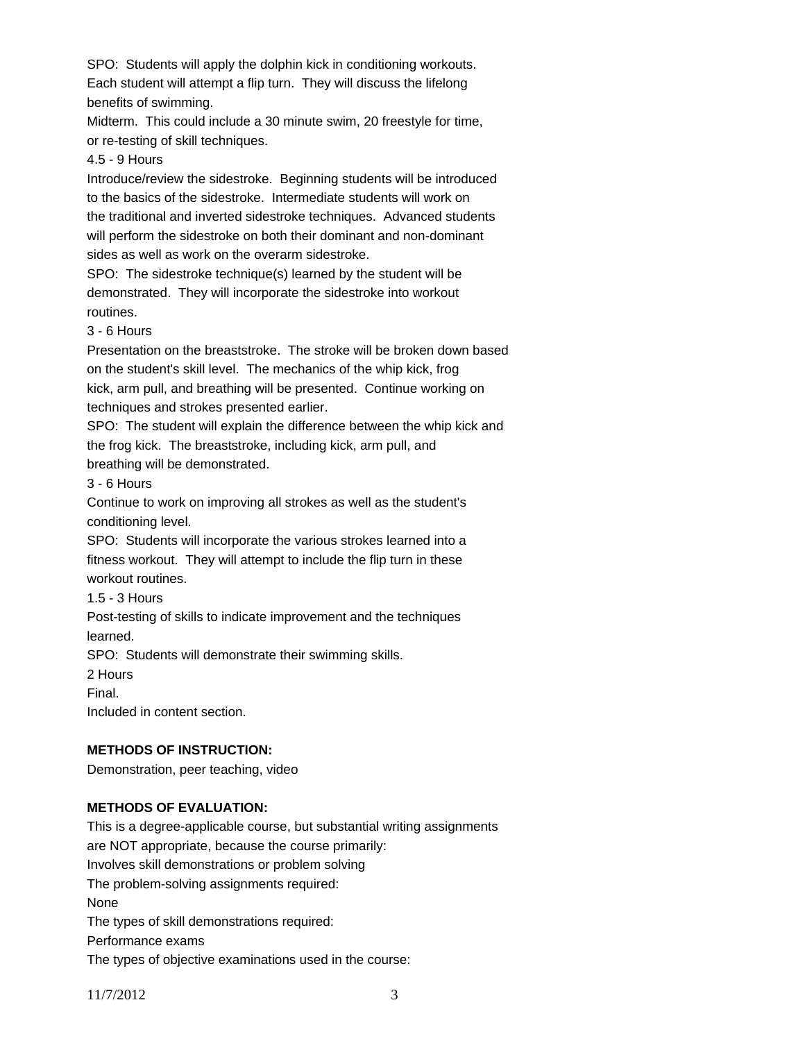SPO: Students will apply the dolphin kick in conditioning workouts. Each student will attempt a flip turn. They will discuss the lifelong benefits of swimming.

Midterm. This could include a 30 minute swim, 20 freestyle for time, or re-testing of skill techniques.

4.5 - 9 Hours

Introduce/review the sidestroke. Beginning students will be introduced to the basics of the sidestroke. Intermediate students will work on the traditional and inverted sidestroke techniques. Advanced students will perform the sidestroke on both their dominant and non-dominant sides as well as work on the overarm sidestroke.

SPO: The sidestroke technique(s) learned by the student will be demonstrated. They will incorporate the sidestroke into workout routines.

3 - 6 Hours

Presentation on the breaststroke. The stroke will be broken down based on the student's skill level. The mechanics of the whip kick, frog kick, arm pull, and breathing will be presented. Continue working on techniques and strokes presented earlier.

SPO: The student will explain the difference between the whip kick and the frog kick. The breaststroke, including kick, arm pull, and breathing will be demonstrated.

3 - 6 Hours

Continue to work on improving all strokes as well as the student's conditioning level.

SPO: Students will incorporate the various strokes learned into a fitness workout. They will attempt to include the flip turn in these workout routines.

1.5 - 3 Hours

Post-testing of skills to indicate improvement and the techniques learned.

SPO: Students will demonstrate their swimming skills.

2 Hours

Final.

Included in content section.

**METHODS OF INSTRUCTION:**

Demonstration, peer teaching, video

**METHODS OF EVALUATION:**

This is a degree-applicable course, but substantial writing assignments are NOT appropriate, because the course primarily:

Involves skill demonstrations or problem solving

The problem-solving assignments required:

None

The types of skill demonstrations required:

Performance exams

The types of objective examinations used in the course: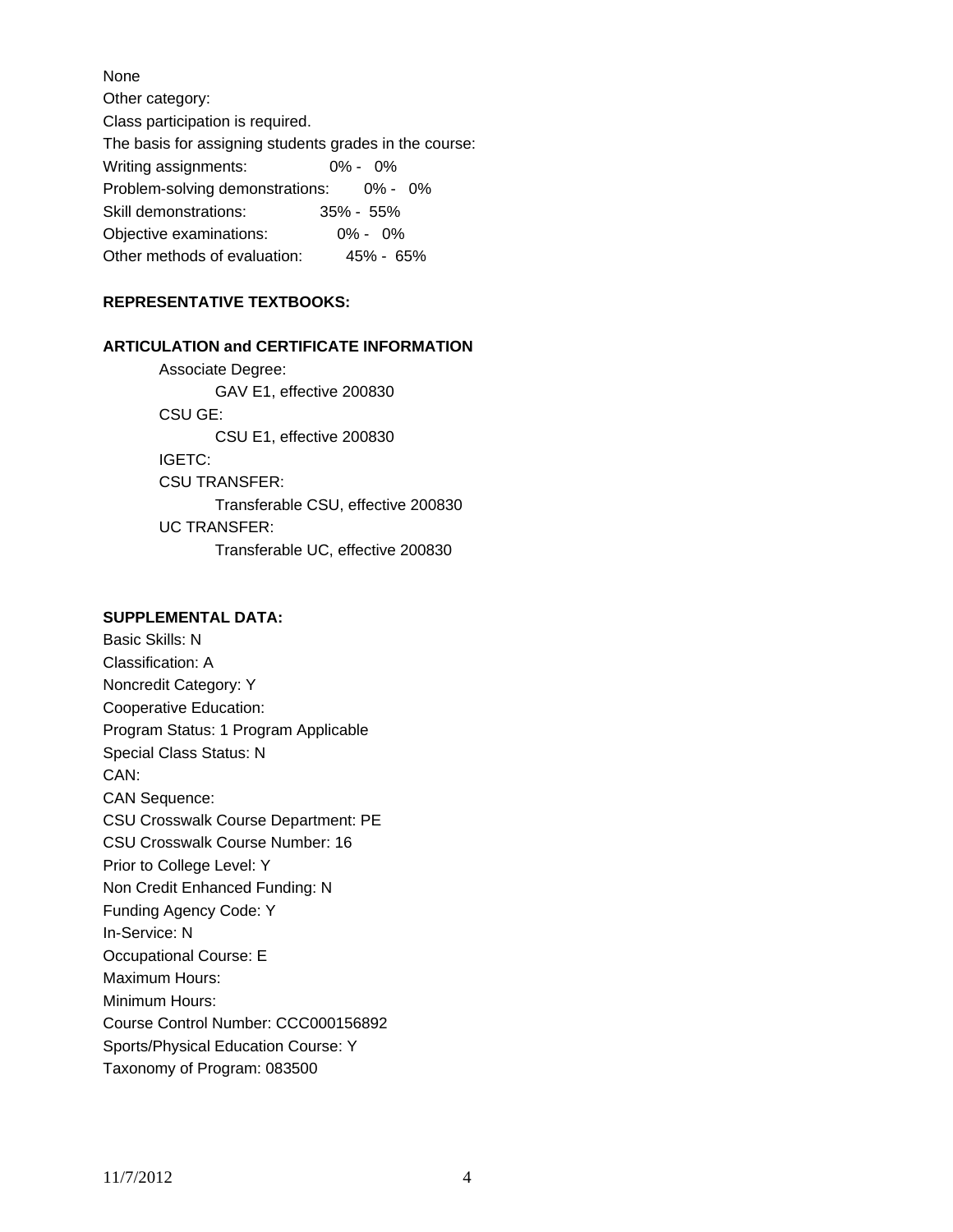None

Other category:

Class participation is required.

The basis for assigning students grades in the course:

| | |
|---|---|
| Writing assignments: | 0% - 0% |
| Problem-solving demonstrations: | 0% - 0% |
| Skill demonstrations: | 35% - 55% |
| Objective examinations: | 0% - 0% |
| Other methods of evaluation: | 45% - 65% |

**REPRESENTATIVE TEXTBOOKS:**

**ARTICULATION and CERTIFICATE INFORMATION**

Associate Degree:
GAV E1, effective 200830

CSU GE:
CSU E1, effective 200830

IGETC:

CSU TRANSFER:
Transferable CSU, effective 200830

UC TRANSFER:
Transferable UC, effective 200830

**SUPPLEMENTAL DATA:**

Basic Skills: N
Classification: A
Noncredit Category: Y
Cooperative Education:
Program Status: 1 Program Applicable
Special Class Status: N
CAN:
CAN Sequence:
CSU Crosswalk Course Department: PE
CSU Crosswalk Course Number: 16
Prior to College Level: Y
Non Credit Enhanced Funding: N
Funding Agency Code: Y
In-Service: N
Occupational Course: E
Maximum Hours:
Minimum Hours:
Course Control Number: CCC000156892
Sports/Physical Education Course: Y
Taxonomy of Program: 083500